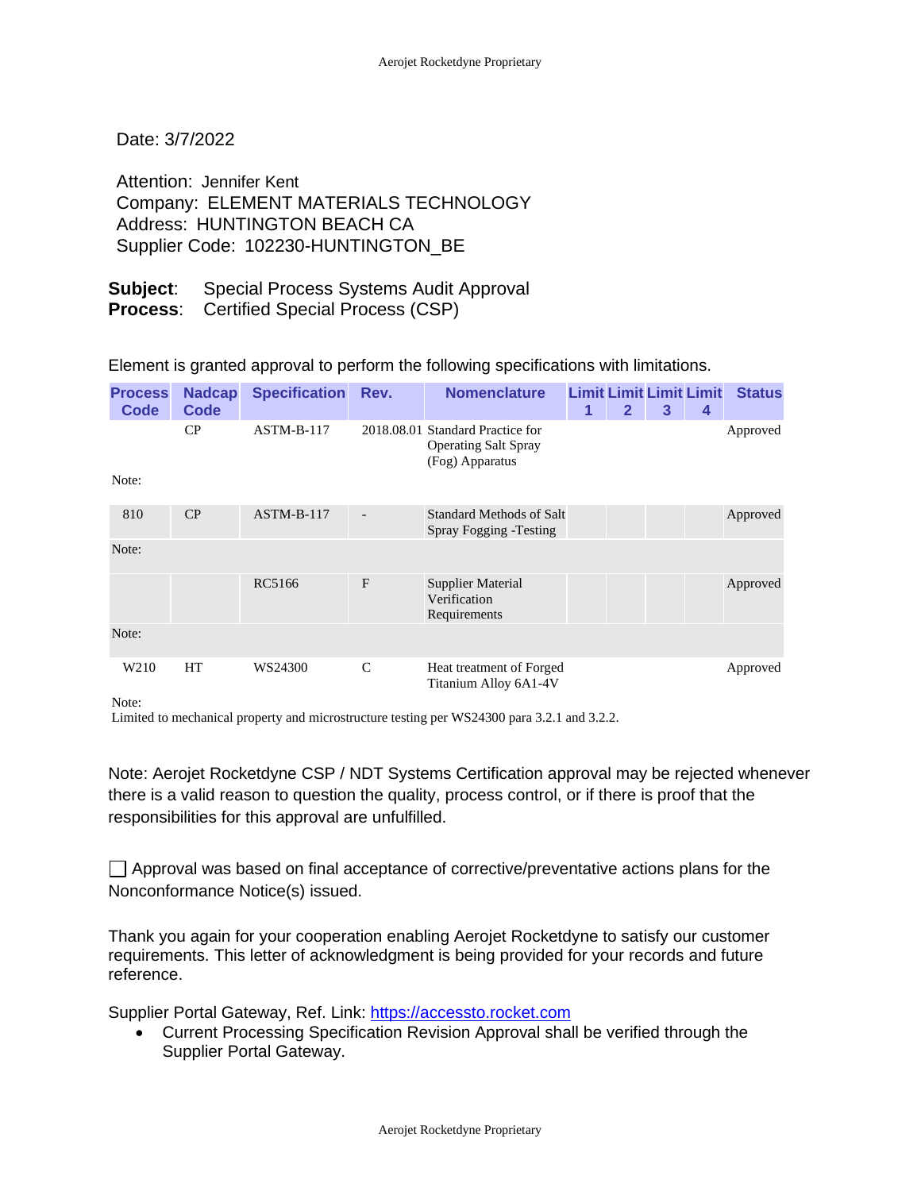Date: 3/7/2022

Attention: Jennifer Kent
Company: ELEMENT MATERIALS TECHNOLOGY
Address: HUNTINGTON BEACH CA
Supplier Code: 102230-HUNTINGTON_BE

**Subject**: Special Process Systems Audit Approval
**Process**: Certified Special Process (CSP)

Element is granted approval to perform the following specifications with limitations.

| Process Code | Nadcap Code | Specification | Rev. | Nomenclature | Limit 1 | Limit 2 | Limit 3 | Limit 4 | Status |
|---|---|---|---|---|---|---|---|---|---|
| | CP | ASTM-B-117 | 2018.08.01 | Standard Practice for Operating Salt Spray (Fog) Apparatus | | | | | Approved |
| Note: | | | | | | | | | |
| 810 | CP | ASTM-B-117 | - | Standard Methods of Salt Spray Fogging -Testing | | | | | Approved |
| Note: | | | | | | | | | |
| | | RC5166 | F | Supplier Material Verification Requirements | | | | | Approved |
| Note: | | | | | | | | | |
| W210 | HT | WS24300 | C | Heat treatment of Forged Titanium Alloy 6A1-4V | | | | | Approved |
| Note: Limited to mechanical property and microstructure testing per WS24300 para 3.2.1 and 3.2.2. | | | | | | | | | |

Note: Aerojet Rocketdyne CSP / NDT Systems Certification approval may be rejected whenever there is a valid reason to question the quality, process control, or if there is proof that the responsibilities for this approval are unfulfilled.

☐ Approval was based on final acceptance of corrective/preventative actions plans for the Nonconformance Notice(s) issued.

Thank you again for your cooperation enabling Aerojet Rocketdyne to satisfy our customer requirements. This letter of acknowledgment is being provided for your records and future reference.

Supplier Portal Gateway, Ref. Link: https://accessto.rocket.com

- Current Processing Specification Revision Approval shall be verified through the Supplier Portal Gateway.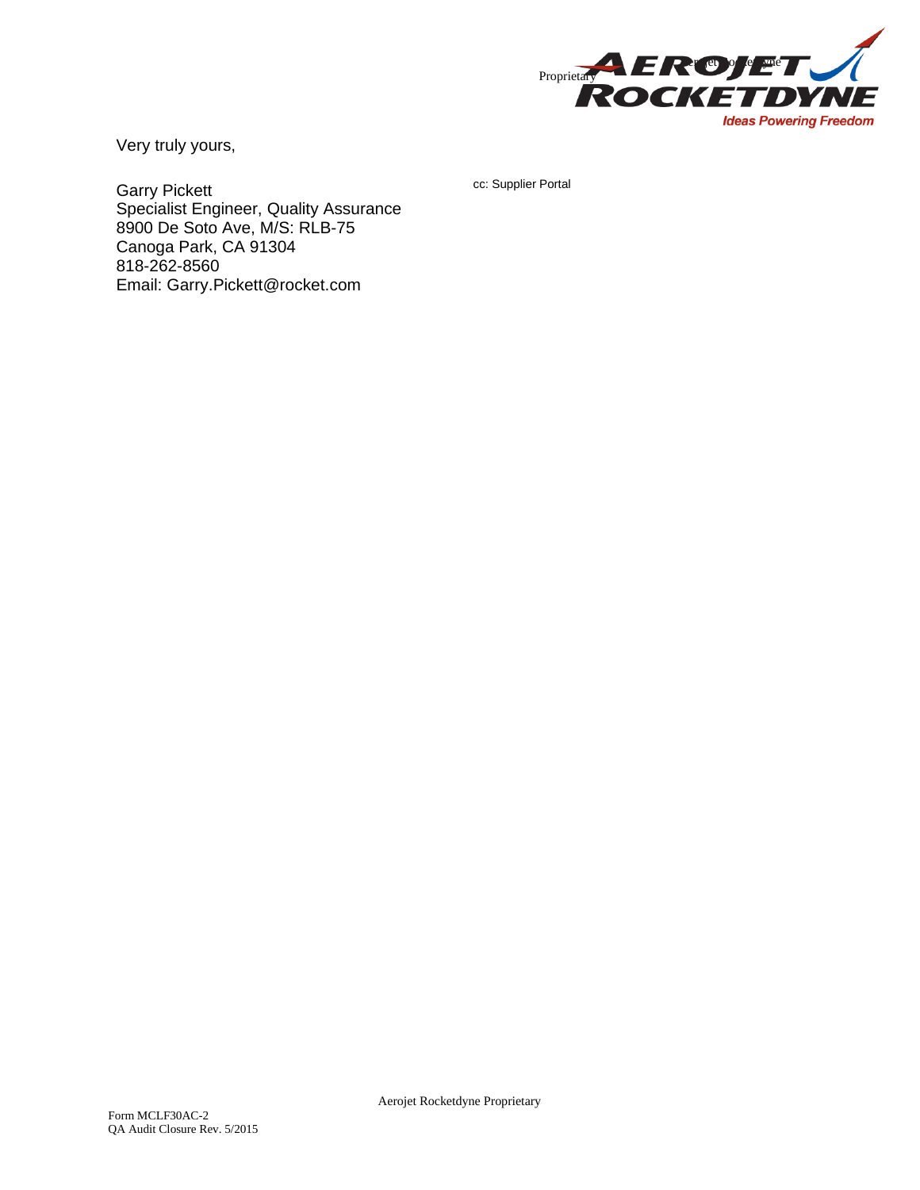Very truly yours,

Garry Pickett
Specialist Engineer, Quality Assurance
8900 De Soto Ave, M/S: RLB-75
Canoga Park, CA 91304
818-262-8560
Email: Garry.Pickett@rocket.com

cc: Supplier Portal

Aerojet Rocketdyne Proprietary

Form MCLF30AC-2
QA Audit Closure Rev. 5/2015